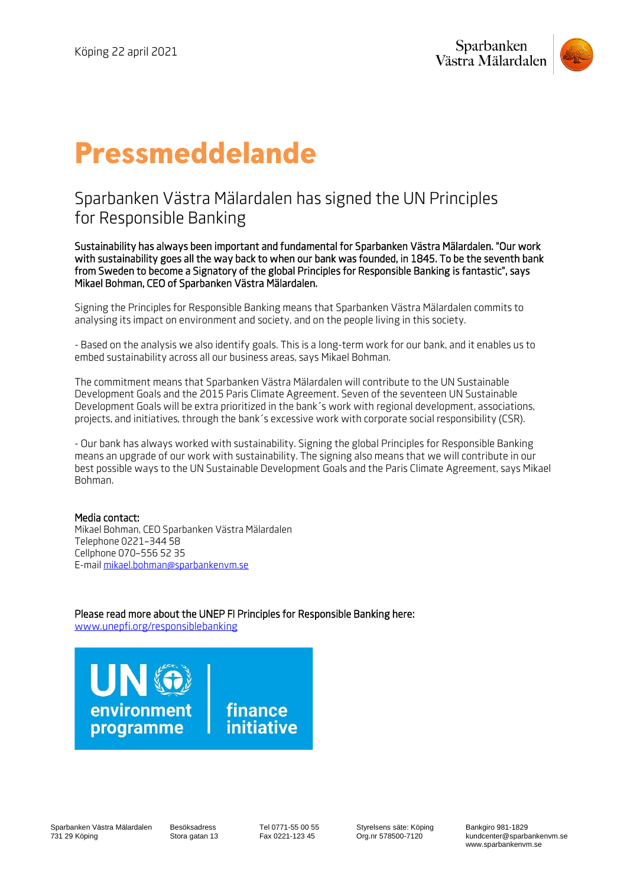Köping 22 april 2021

# Pressmeddelande

## Sparbanken Västra Mälardalen has signed the UN Principles for Responsible Banking

**Sustainability has always been important and fundamental for Sparbanken Västra Mälardalen. "Our work with sustainability goes all the way back to when our bank was founded, in 1845. To be the seventh bank from Sweden to become a Signatory of the global Principles for Responsible Banking is fantastic", says Mikael Bohman, CEO of Sparbanken Västra Mälardalen.**

Signing the Principles for Responsible Banking means that Sparbanken Västra Mälardalen commits to analysing its impact on environment and society, and on the people living in this society.

- Based on the analysis we also identify goals. This is a long-term work for our bank, and it enables us to embed sustainability across all our business areas, says Mikael Bohman.

The commitment means that Sparbanken Västra Mälardalen will contribute to the UN Sustainable Development Goals and the 2015 Paris Climate Agreement. Seven of the seventeen UN Sustainable Development Goals will be extra prioritized in the bank´s work with regional development, associations, projects, and initiatives, through the bank´s excessive work with corporate social responsibility (CSR).

- Our bank has always worked with sustainability. Signing the global Principles for Responsible Banking means an upgrade of our work with sustainability. The signing also means that we will contribute in our best possible ways to the UN Sustainable Development Goals and the Paris Climate Agreement, says Mikael Bohman.

**Media contact:**
Mikael Bohman, CEO Sparbanken Västra Mälardalen
Telephone 0221–344 58
Cellphone 070–556 52 35
E-mail mikael.bohman@sparbankenvm.se

**Please read more about the UNEP FI Principles for Responsible Banking here:**
www.unepfi.org/responsiblebanking

UN environment programme | finance initiative

Sparbanken Västra Mälardalen
731 29 Köping

Besöksadress
Stora gatan 13

Tel 0771-55 00 55
Fax 0221-123 45

Styrelsens säte: Köping
Org.nr 578500-7120

Bankgiro 981-1829
kundcenter@sparbankenvm.se
www.sparbankenvm.se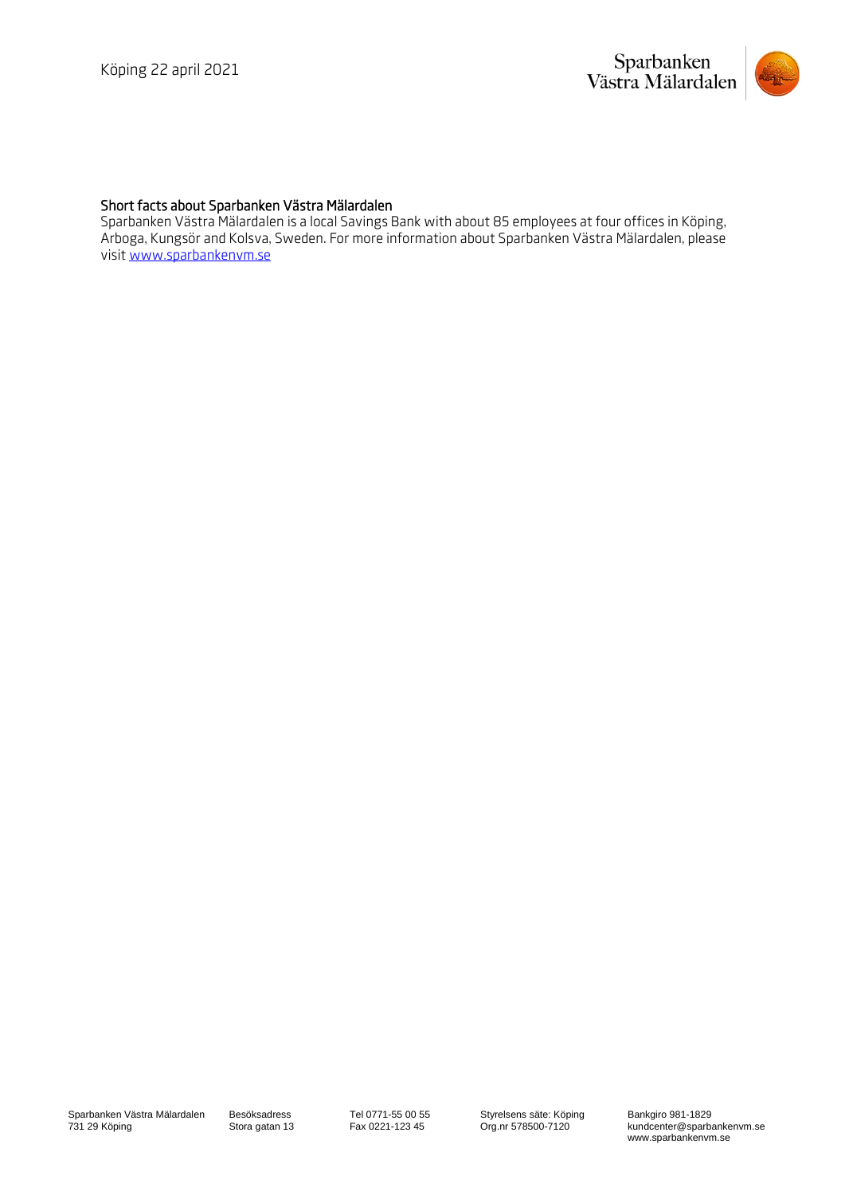### Short facts about Sparbanken Västra Mälardalen

Sparbanken Västra Mälardalen is a local Savings Bank with about 85 employees at four offices in Köping, Arboga, Kungsör and Kolsva, Sweden. For more information about Sparbanken Västra Mälardalen, please visit www.sparbankenvm.se